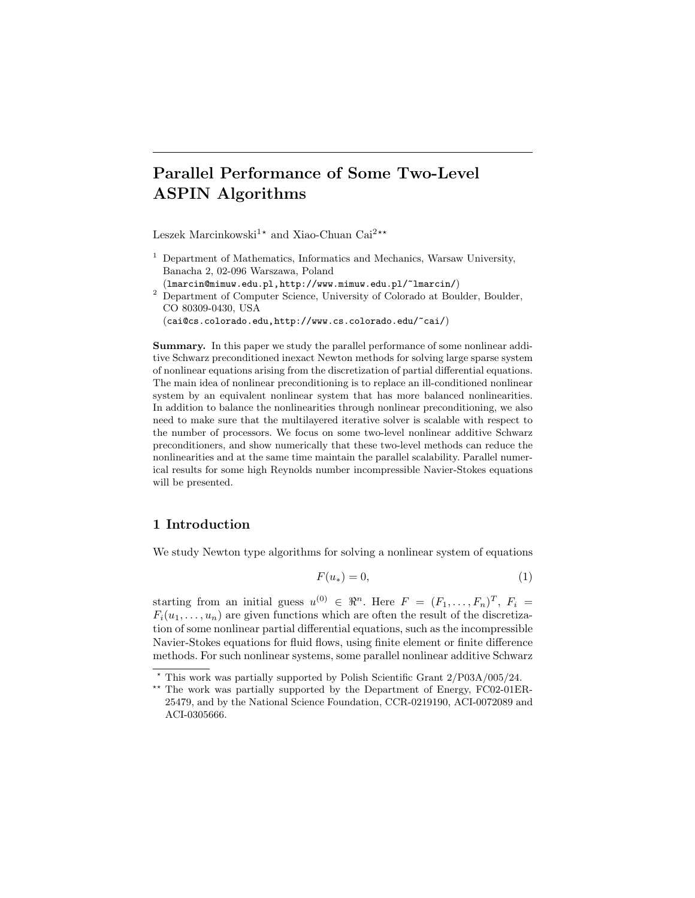# Parallel Performance of Some Two-Level ASPIN Algorithms

Leszek Marcinkowski[1⋆] and Xiao-Chuan Cai[2⋆⋆]

[1] Department of Mathematics, Informatics and Mechanics, Warsaw University, Banacha 2, 02-096 Warszawa, Poland
(lmarcin@mimuw.edu.pl,http://www.mimuw.edu.pl/~lmarcin/)

[2] Department of Computer Science, University of Colorado at Boulder, Boulder, CO 80309-0430, USA
(cai@cs.colorado.edu,http://www.cs.colorado.edu/~cai/)

**Summary.** In this paper we study the parallel performance of some nonlinear additive Schwarz preconditioned inexact Newton methods for solving large sparse system of nonlinear equations arising from the discretization of partial differential equations. The main idea of nonlinear preconditioning is to replace an ill-conditioned nonlinear system by an equivalent nonlinear system that has more balanced nonlinearities. In addition to balance the nonlinearities through nonlinear preconditioning, we also need to make sure that the multilayered iterative solver is scalable with respect to the number of processors. We focus on some two-level nonlinear additive Schwarz preconditioners, and show numerically that these two-level methods can reduce the nonlinearities and at the same time maintain the parallel scalability. Parallel numerical results for some high Reynolds number incompressible Navier-Stokes equations will be presented.

## 1 Introduction

We study Newton type algorithms for solving a nonlinear system of equations

$$F(u_*) = 0, \tag{1}$$

starting from an initial guess $u^{(0)} \in \Re^n$. Here $F = (F_1, \ldots, F_n)^T$, $F_i = F_i(u_1, \ldots, u_n)$ are given functions which are often the result of the discretization of some nonlinear partial differential equations, such as the incompressible Navier-Stokes equations for fluid flows, using finite element or finite difference methods. For such nonlinear systems, some parallel nonlinear additive Schwarz

⋆ This work was partially supported by Polish Scientific Grant 2/P03A/005/24.

⋆⋆ The work was partially supported by the Department of Energy, FC02-01ER-25479, and by the National Science Foundation, CCR-0219190, ACI-0072089 and ACI-0305666.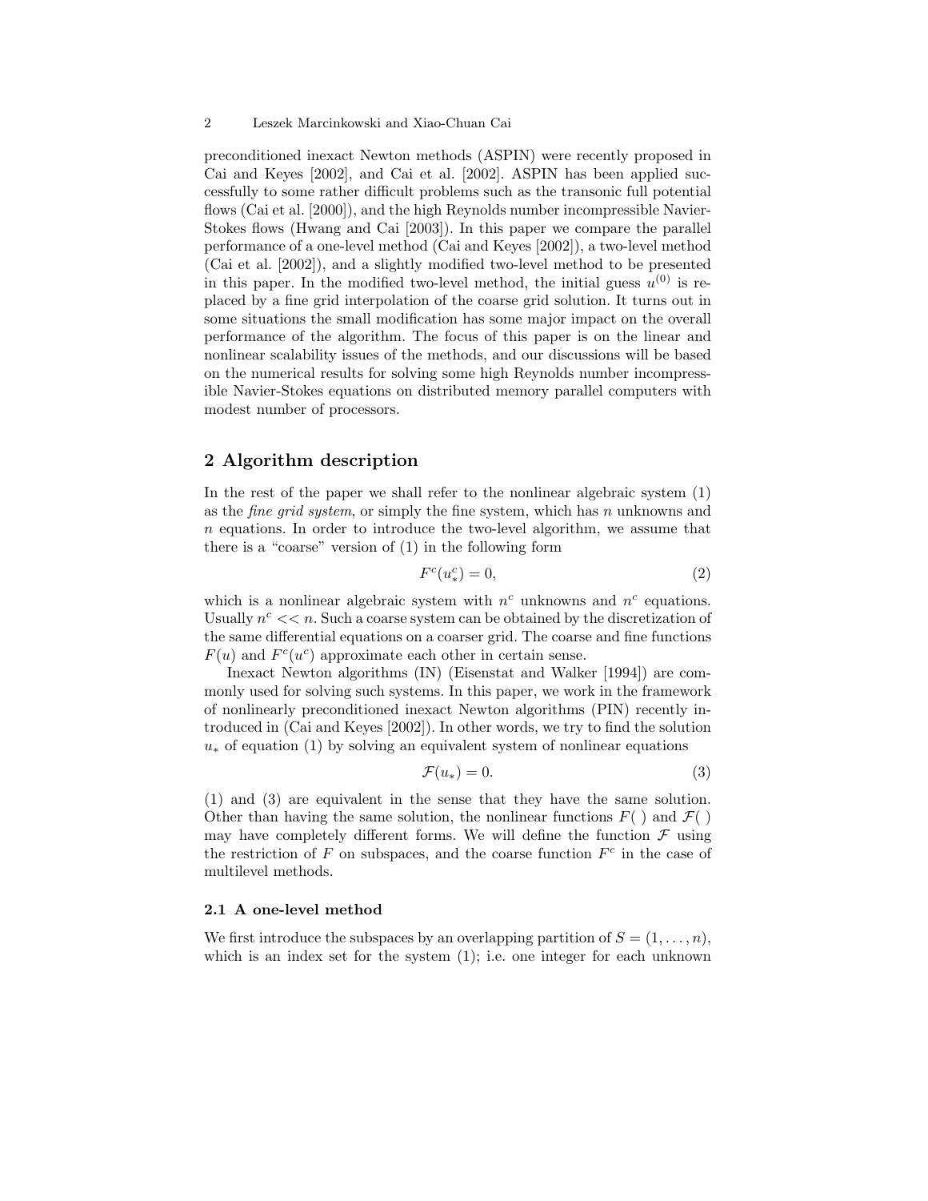preconditioned inexact Newton methods (ASPIN) were recently proposed in Cai and Keyes [2002], and Cai et al. [2002]. ASPIN has been applied successfully to some rather difficult problems such as the transonic full potential flows (Cai et al. [2000]), and the high Reynolds number incompressible Navier-Stokes flows (Hwang and Cai [2003]). In this paper we compare the parallel performance of a one-level method (Cai and Keyes [2002]), a two-level method (Cai et al. [2002]), and a slightly modified two-level method to be presented in this paper. In the modified two-level method, the initial guess $u^{(0)}$ is replaced by a fine grid interpolation of the coarse grid solution. It turns out in some situations the small modification has some major impact on the overall performance of the algorithm. The focus of this paper is on the linear and nonlinear scalability issues of the methods, and our discussions will be based on the numerical results for solving some high Reynolds number incompressible Navier-Stokes equations on distributed memory parallel computers with modest number of processors.

## 2 Algorithm description

In the rest of the paper we shall refer to the nonlinear algebraic system (1) as the *fine grid system*, or simply the fine system, which has $n$ unknowns and $n$ equations. In order to introduce the two-level algorithm, we assume that there is a "coarse" version of (1) in the following form

$$F^c(u_*^c) = 0, \tag{2}$$

which is a nonlinear algebraic system with $n^c$ unknowns and $n^c$ equations. Usually $n^c << n$. Such a coarse system can be obtained by the discretization of the same differential equations on a coarser grid. The coarse and fine functions $F(u)$ and $F^c(u^c)$ approximate each other in certain sense.

Inexact Newton algorithms (IN) (Eisenstat and Walker [1994]) are commonly used for solving such systems. In this paper, we work in the framework of nonlinearly preconditioned inexact Newton algorithms (PIN) recently introduced in (Cai and Keyes [2002]). In other words, we try to find the solution $u_*$ of equation (1) by solving an equivalent system of nonlinear equations

$$\mathcal{F}(u_*) = 0. \tag{3}$$

(1) and (3) are equivalent in the sense that they have the same solution. Other than having the same solution, the nonlinear functions $F(\ )$ and $\mathcal{F}(\ )$ may have completely different forms. We will define the function $\mathcal{F}$ using the restriction of $F$ on subspaces, and the coarse function $F^c$ in the case of multilevel methods.

### 2.1 A one-level method

We first introduce the subspaces by an overlapping partition of $S = (1, \ldots, n)$, which is an index set for the system (1); i.e. one integer for each unknown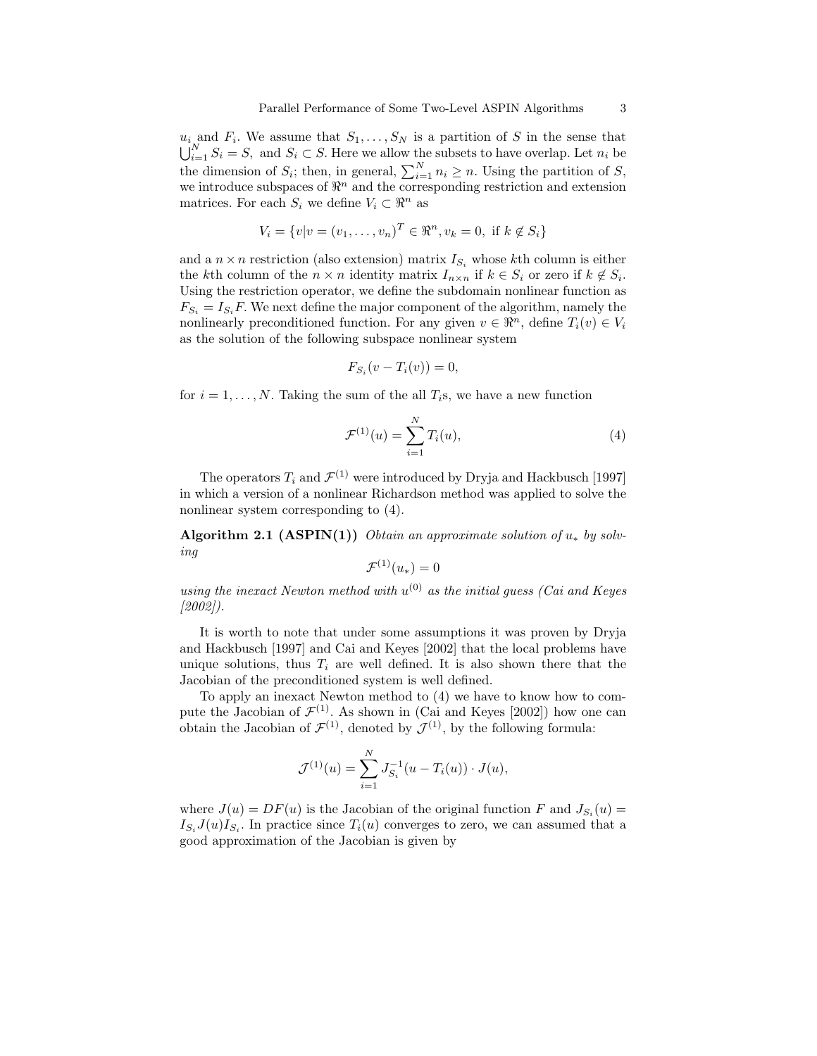$u_i$ and $F_i$. We assume that $S_1, \ldots, S_N$ is a partition of $S$ in the sense that $\bigcup_{i=1}^{N} S_i = S$, and $S_i \subset S$. Here we allow the subsets to have overlap. Let $n_i$ be the dimension of $S_i$; then, in general, $\sum_{i=1}^{N} n_i \geq n$. Using the partition of $S$, we introduce subspaces of $\Re^n$ and the corresponding restriction and extension matrices. For each $S_i$ we define $V_i \subset \Re^n$ as

$$V_i = \{v | v = (v_1, \ldots, v_n)^T \in \Re^n, v_k = 0, \text{ if } k \notin S_i\}$$

and a $n \times n$ restriction (also extension) matrix $I_{S_i}$ whose $k$th column is either the $k$th column of the $n \times n$ identity matrix $I_{n\times n}$ if $k \in S_i$ or zero if $k \notin S_i$. Using the restriction operator, we define the subdomain nonlinear function as $F_{S_i} = I_{S_i} F$. We next define the major component of the algorithm, namely the nonlinearly preconditioned function. For any given $v \in \Re^n$, define $T_i(v) \in V_i$ as the solution of the following subspace nonlinear system

$$F_{S_i}(v - T_i(v)) = 0,$$

for $i = 1, \ldots, N$. Taking the sum of the all $T_i$s, we have a new function

$$\mathcal{F}^{(1)}(u) = \sum_{i=1}^{N} T_i(u), \tag{4}$$

The operators $T_i$ and $\mathcal{F}^{(1)}$ were introduced by Dryja and Hackbusch [1997] in which a version of a nonlinear Richardson method was applied to solve the nonlinear system corresponding to (4).

**Algorithm 2.1 (ASPIN(1))** *Obtain an approximate solution of $u_*$ by solving*

$$\mathcal{F}^{(1)}(u_*) = 0$$

*using the inexact Newton method with $u^{(0)}$ as the initial guess (Cai and Keyes [2002]).*

It is worth to note that under some assumptions it was proven by Dryja and Hackbusch [1997] and Cai and Keyes [2002] that the local problems have unique solutions, thus $T_i$ are well defined. It is also shown there that the Jacobian of the preconditioned system is well defined.

To apply an inexact Newton method to (4) we have to know how to compute the Jacobian of $\mathcal{F}^{(1)}$. As shown in (Cai and Keyes [2002]) how one can obtain the Jacobian of $\mathcal{F}^{(1)}$, denoted by $\mathcal{J}^{(1)}$, by the following formula:

$$\mathcal{J}^{(1)}(u) = \sum_{i=1}^{N} J_{S_i}^{-1}(u - T_i(u)) \cdot J(u),$$

where $J(u) = DF(u)$ is the Jacobian of the original function $F$ and $J_{S_i}(u) = I_{S_i} J(u) I_{S_i}$. In practice since $T_i(u)$ converges to zero, we can assumed that a good approximation of the Jacobian is given by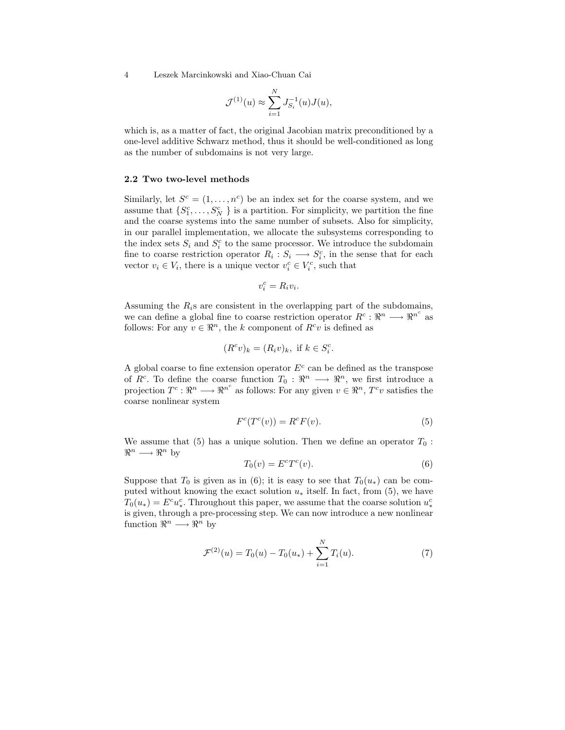$$\mathcal{J}^{(1)}(u) \approx \sum_{i=1}^{N} J_{S_i}^{-1}(u) J(u),$$

which is, as a matter of fact, the original Jacobian matrix preconditioned by a one-level additive Schwarz method, thus it should be well-conditioned as long as the number of subdomains is not very large.

### 2.2 Two two-level methods

Similarly, let $S^c = (1, \ldots, n^c)$ be an index set for the coarse system, and we assume that $\{S_1^c, \ldots, S_N^c\}$ is a partition. For simplicity, we partition the fine and the coarse systems into the same number of subsets. Also for simplicity, in our parallel implementation, we allocate the subsystems corresponding to the index sets $S_i$ and $S_i^c$ to the same processor. We introduce the subdomain fine to coarse restriction operator $R_i : S_i \longrightarrow S_i^c$, in the sense that for each vector $v_i \in V_i$, there is a unique vector $v_i^c \in V_i^c$, such that

$$v_i^c = R_i v_i.$$

Assuming the $R_i$s are consistent in the overlapping part of the subdomains, we can define a global fine to coarse restriction operator $R^c : \Re^n \longrightarrow \Re^{n^c}$ as follows: For any $v \in \Re^n$, the $k$ component of $R^c v$ is defined as

$$(R^c v)_k = (R_i v)_k, \text{ if } k \in S_i^c.$$

A global coarse to fine extension operator $E^c$ can be defined as the transpose of $R^c$. To define the coarse function $T_0 : \Re^n \longrightarrow \Re^n$, we first introduce a projection $T^c : \Re^n \longrightarrow \Re^{n^c}$ as follows: For any given $v \in \Re^n$, $T^c v$ satisfies the coarse nonlinear system

$$F^c(T^c(v)) = R^c F(v). \tag{5}$$

We assume that (5) has a unique solution. Then we define an operator $T_0 : \Re^n \longrightarrow \Re^n$ by

$$T_0(v) = E^c T^c(v). \tag{6}$$

Suppose that $T_0$ is given as in (6); it is easy to see that $T_0(u_*)$ can be computed without knowing the exact solution $u_*$ itself. In fact, from (5), we have $T_0(u_*) = E^c u_*^c$. Throughout this paper, we assume that the coarse solution $u_*^c$ is given, through a pre-processing step. We can now introduce a new nonlinear function $\Re^n \longrightarrow \Re^n$ by

$$\mathcal{F}^{(2)}(u) = T_0(u) - T_0(u_*) + \sum_{i=1}^{N} T_i(u). \tag{7}$$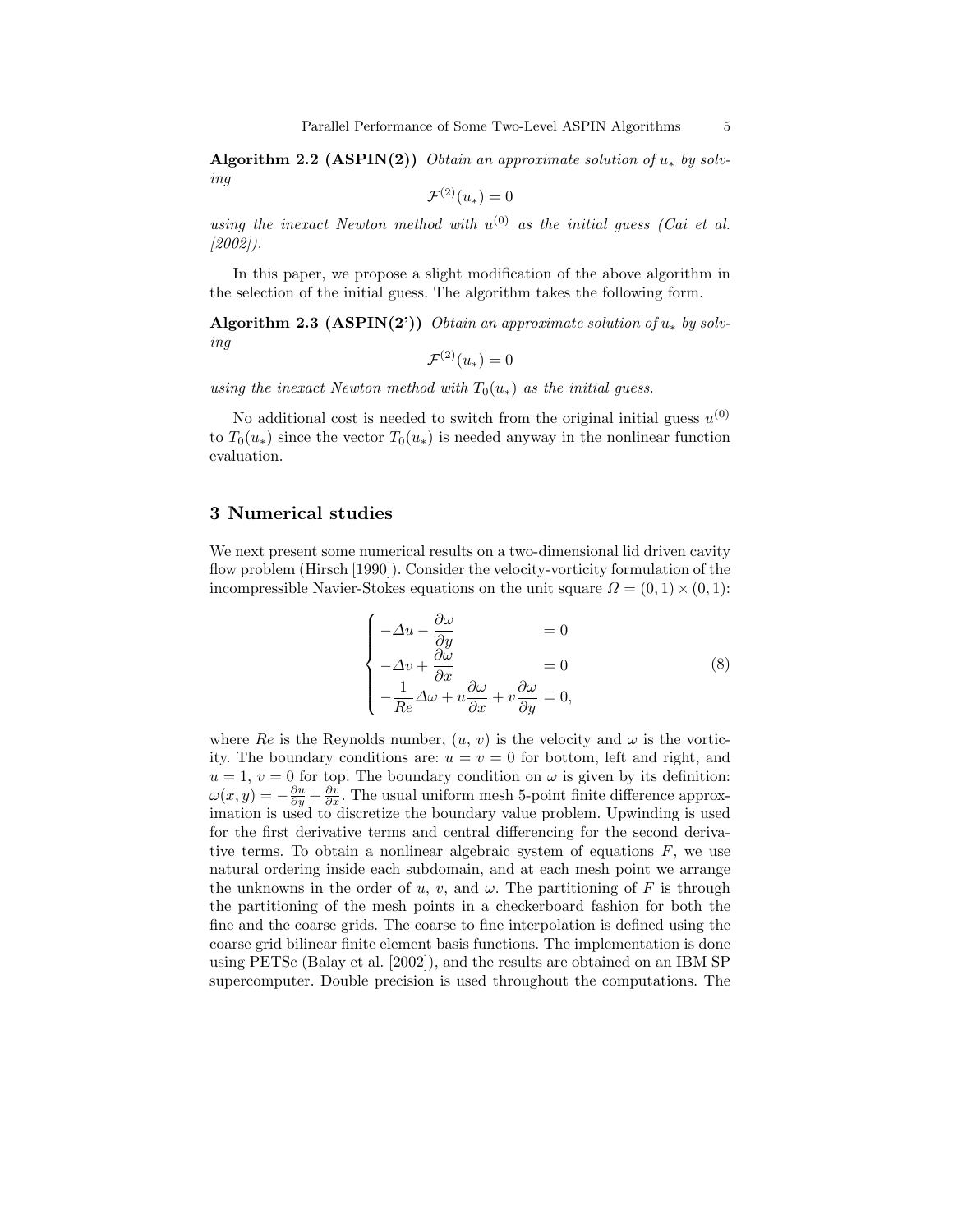**Algorithm 2.2 (ASPIN(2))** *Obtain an approximate solution of $u_*$ by solving*

$$\mathcal{F}^{(2)}(u_*) = 0$$

*using the inexact Newton method with $u^{(0)}$ as the initial guess (Cai et al. [2002]).*

In this paper, we propose a slight modification of the above algorithm in the selection of the initial guess. The algorithm takes the following form.

**Algorithm 2.3 (ASPIN(2'))** *Obtain an approximate solution of $u_*$ by solving*

$$\mathcal{F}^{(2)}(u_*) = 0$$

*using the inexact Newton method with $T_0(u_*)$ as the initial guess.*

No additional cost is needed to switch from the original initial guess $u^{(0)}$ to $T_0(u_*)$ since the vector $T_0(u_*)$ is needed anyway in the nonlinear function evaluation.

## 3 Numerical studies

We next present some numerical results on a two-dimensional lid driven cavity flow problem (Hirsch [1990]). Consider the velocity-vorticity formulation of the incompressible Navier-Stokes equations on the unit square $\Omega = (0,1) \times (0,1)$:

$$\begin{cases} -\Delta u - \dfrac{\partial \omega}{\partial y} & = 0 \\ -\Delta v + \dfrac{\partial \omega}{\partial x} & = 0 \\ -\dfrac{1}{Re}\Delta \omega + u\dfrac{\partial \omega}{\partial x} + v\dfrac{\partial \omega}{\partial y} & = 0, \end{cases} \tag{8}$$

where $Re$ is the Reynolds number, $(u, v)$ is the velocity and $\omega$ is the vorticity. The boundary conditions are: $u = v = 0$ for bottom, left and right, and $u = 1$, $v = 0$ for top. The boundary condition on $\omega$ is given by its definition: $\omega(x, y) = -\frac{\partial u}{\partial y} + \frac{\partial v}{\partial x}$. The usual uniform mesh 5-point finite difference approximation is used to discretize the boundary value problem. Upwinding is used for the first derivative terms and central differencing for the second derivative terms. To obtain a nonlinear algebraic system of equations $F$, we use natural ordering inside each subdomain, and at each mesh point we arrange the unknowns in the order of $u$, $v$, and $\omega$. The partitioning of $F$ is through the partitioning of the mesh points in a checkerboard fashion for both the fine and the coarse grids. The coarse to fine interpolation is defined using the coarse grid bilinear finite element basis functions. The implementation is done using PETSc (Balay et al. [2002]), and the results are obtained on an IBM SP supercomputer. Double precision is used throughout the computations. The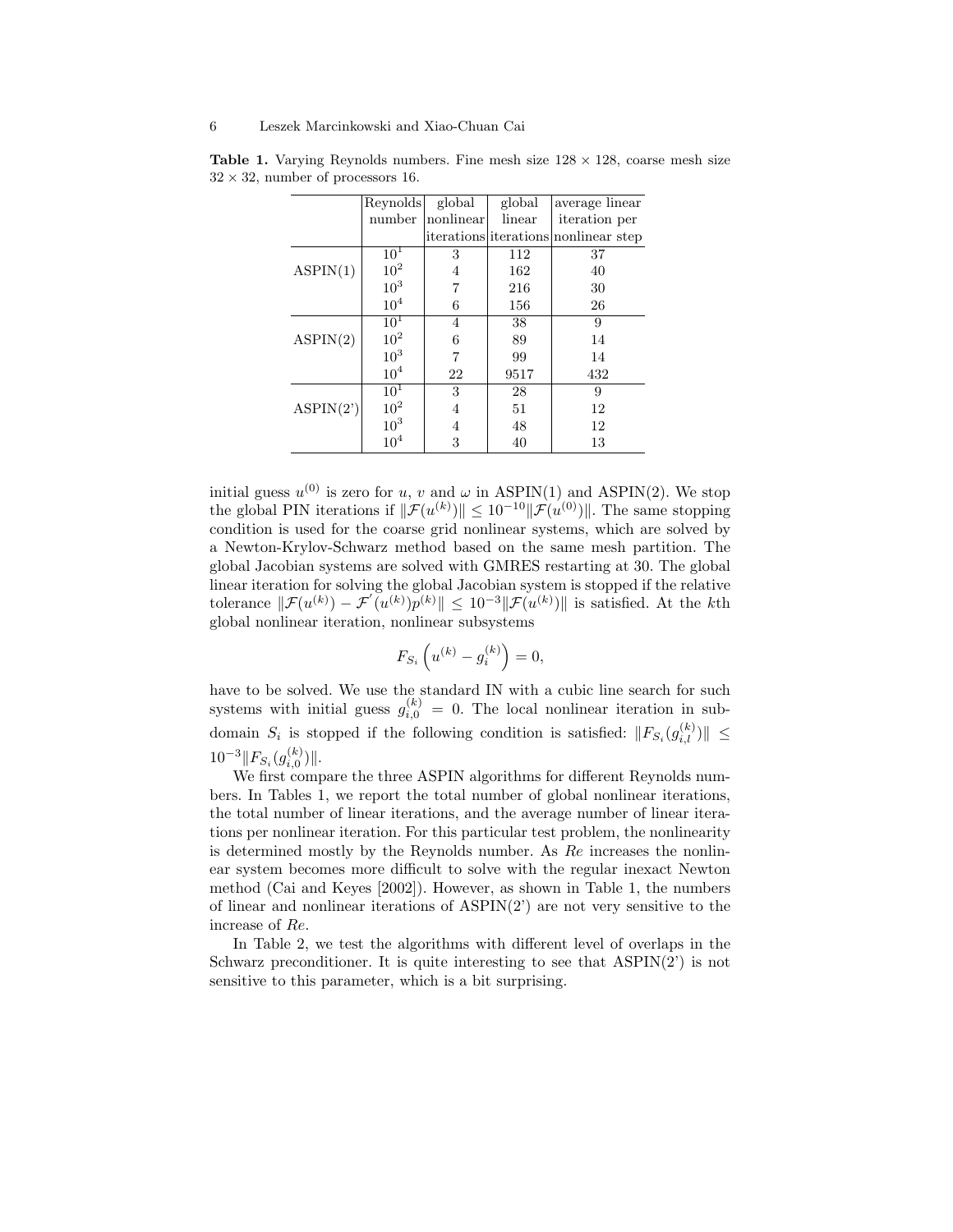**Table 1.** Varying Reynolds numbers. Fine mesh size $128 \times 128$, coarse mesh size $32 \times 32$, number of processors 16.

| | Reynolds number | global nonlinear iterations | global linear iterations | average linear iteration per nonlinear step |
|---|---|---|---|---|
| ASPIN(1) | $10^1$ | 3 | 112 | 37 |
| | $10^2$ | 4 | 162 | 40 |
| | $10^3$ | 7 | 216 | 30 |
| | $10^4$ | 6 | 156 | 26 |
| ASPIN(2) | $10^1$ | 4 | 38 | 9 |
| | $10^2$ | 6 | 89 | 14 |
| | $10^3$ | 7 | 99 | 14 |
| | $10^4$ | 22 | 9517 | 432 |
| ASPIN(2') | $10^1$ | 3 | 28 | 9 |
| | $10^2$ | 4 | 51 | 12 |
| | $10^3$ | 4 | 48 | 12 |
| | $10^4$ | 3 | 40 | 13 |

initial guess $u^{(0)}$ is zero for $u$, $v$ and $\omega$ in ASPIN(1) and ASPIN(2). We stop the global PIN iterations if $\|\mathcal{F}(u^{(k)})\| \leq 10^{-10}\|\mathcal{F}(u^{(0)})\|$. The same stopping condition is used for the coarse grid nonlinear systems, which are solved by a Newton-Krylov-Schwarz method based on the same mesh partition. The global Jacobian systems are solved with GMRES restarting at 30. The global linear iteration for solving the global Jacobian system is stopped if the relative tolerance $\|\mathcal{F}(u^{(k)}) - \mathcal{F}^{'}(u^{(k)})p^{(k)}\| \leq 10^{-3}\|\mathcal{F}(u^{(k)})\|$ is satisfied. At the $k$th global nonlinear iteration, nonlinear subsystems

$$F_{S_i}\left(u^{(k)} - g_i^{(k)}\right) = 0,$$

have to be solved. We use the standard IN with a cubic line search for such systems with initial guess $g_{i,0}^{(k)} = 0$. The local nonlinear iteration in subdomain $S_i$ is stopped if the following condition is satisfied: $\|F_{S_i}(g_{i,l}^{(k)})\| \leq 10^{-3}\|F_{S_i}(g_{i,0}^{(k)})\|$.

We first compare the three ASPIN algorithms for different Reynolds numbers. In Tables 1, we report the total number of global nonlinear iterations, the total number of linear iterations, and the average number of linear iterations per nonlinear iteration. For this particular test problem, the nonlinearity is determined mostly by the Reynolds number. As $Re$ increases the nonlinear system becomes more difficult to solve with the regular inexact Newton method (Cai and Keyes [2002]). However, as shown in Table 1, the numbers of linear and nonlinear iterations of ASPIN(2') are not very sensitive to the increase of $Re$.

In Table 2, we test the algorithms with different level of overlaps in the Schwarz preconditioner. It is quite interesting to see that ASPIN(2') is not sensitive to this parameter, which is a bit surprising.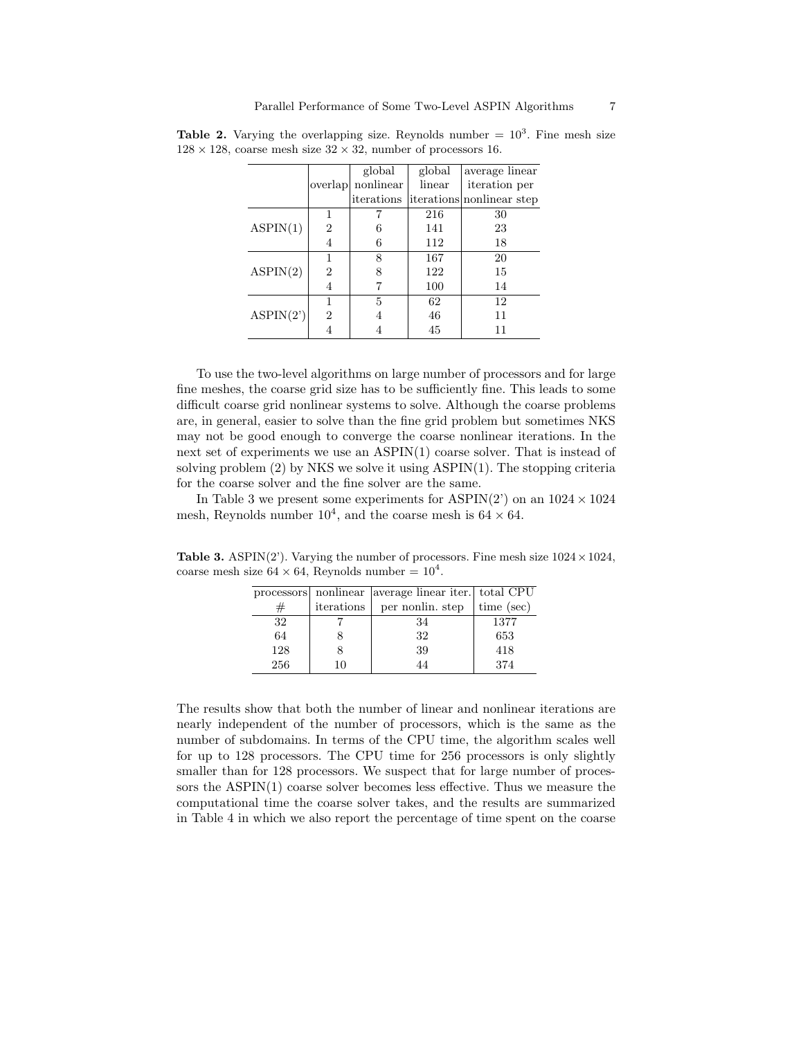**Table 2.** Varying the overlapping size. Reynolds number = $10^3$. Fine mesh size $128 \times 128$, coarse mesh size $32 \times 32$, number of processors 16.

| | overlap | global nonlinear iterations | global linear iterations | average linear iteration per nonlinear step |
|---|---|---|---|---|
| ASPIN(1) | 1 | 7 | 216 | 30 |
| | 2 | 6 | 141 | 23 |
| | 4 | 6 | 112 | 18 |
| ASPIN(2) | 1 | 8 | 167 | 20 |
| | 2 | 8 | 122 | 15 |
| | 4 | 7 | 100 | 14 |
| ASPIN(2') | 1 | 5 | 62 | 12 |
| | 2 | 4 | 46 | 11 |
| | 4 | 4 | 45 | 11 |

To use the two-level algorithms on large number of processors and for large fine meshes, the coarse grid size has to be sufficiently fine. This leads to some difficult coarse grid nonlinear systems to solve. Although the coarse problems are, in general, easier to solve than the fine grid problem but sometimes NKS may not be good enough to converge the coarse nonlinear iterations. In the next set of experiments we use an ASPIN(1) coarse solver. That is instead of solving problem (2) by NKS we solve it using ASPIN(1). The stopping criteria for the coarse solver and the fine solver are the same.

In Table 3 we present some experiments for ASPIN(2') on an $1024 \times 1024$ mesh, Reynolds number $10^4$, and the coarse mesh is $64 \times 64$.

**Table 3.** ASPIN(2'). Varying the number of processors. Fine mesh size $1024 \times 1024$, coarse mesh size $64 \times 64$, Reynolds number = $10^4$.

| processors # | nonlinear iterations | average linear iter. per nonlin. step | total CPU time (sec) |
|---|---|---|---|
| 32 | 7 | 34 | 1377 |
| 64 | 8 | 32 | 653 |
| 128 | 8 | 39 | 418 |
| 256 | 10 | 44 | 374 |

The results show that both the number of linear and nonlinear iterations are nearly independent of the number of processors, which is the same as the number of subdomains. In terms of the CPU time, the algorithm scales well for up to 128 processors. The CPU time for 256 processors is only slightly smaller than for 128 processors. We suspect that for large number of processors the ASPIN(1) coarse solver becomes less effective. Thus we measure the computational time the coarse solver takes, and the results are summarized in Table 4 in which we also report the percentage of time spent on the coarse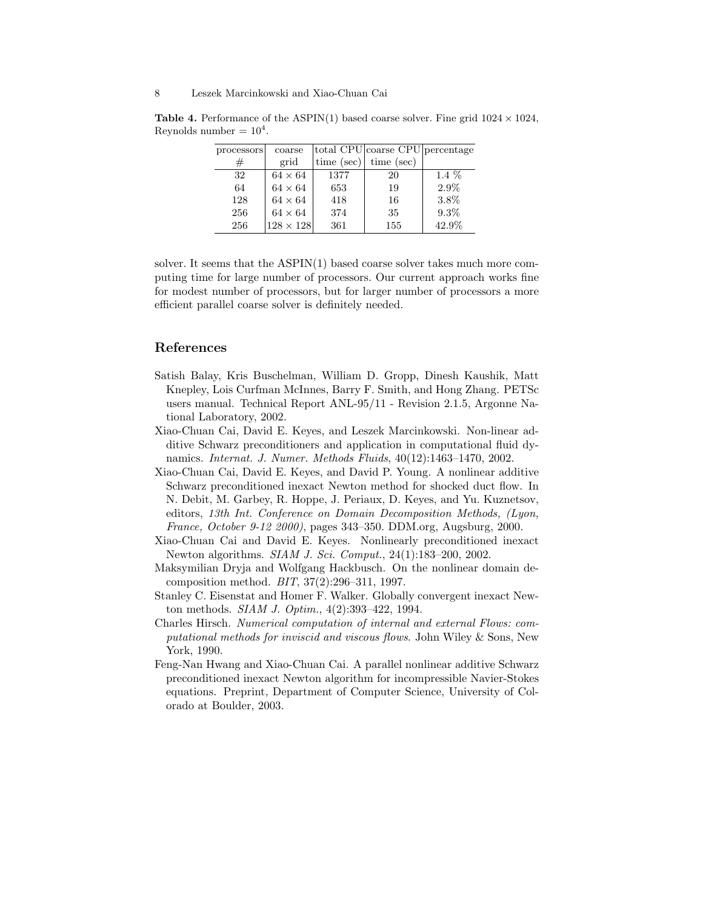**Table 4.** Performance of the ASPIN(1) based coarse solver. Fine grid $1024 \times 1024$, Reynolds number $= 10^4$.

| processors # | coarse grid | total CPU time (sec) | coarse CPU time (sec) | percentage |
|---|---|---|---|---|
| 32 | $64 \times 64$ | 1377 | 20 | 1.4 % |
| 64 | $64 \times 64$ | 653 | 19 | 2.9% |
| 128 | $64 \times 64$ | 418 | 16 | 3.8% |
| 256 | $64 \times 64$ | 374 | 35 | 9.3% |
| 256 | $128 \times 128$ | 361 | 155 | 42.9% |

solver. It seems that the ASPIN(1) based coarse solver takes much more computing time for large number of processors. Our current approach works fine for modest number of processors, but for larger number of processors a more efficient parallel coarse solver is definitely needed.

## References

Satish Balay, Kris Buschelman, William D. Gropp, Dinesh Kaushik, Matt Knepley, Lois Curfman McInnes, Barry F. Smith, and Hong Zhang. PETSc users manual. Technical Report ANL-95/11 - Revision 2.1.5, Argonne National Laboratory, 2002.

Xiao-Chuan Cai, David E. Keyes, and Leszek Marcinkowski. Non-linear additive Schwarz preconditioners and application in computational fluid dynamics. *Internat. J. Numer. Methods Fluids*, 40(12):1463–1470, 2002.

Xiao-Chuan Cai, David E. Keyes, and David P. Young. A nonlinear additive Schwarz preconditioned inexact Newton method for shocked duct flow. In N. Debit, M. Garbey, R. Hoppe, J. Periaux, D. Keyes, and Yu. Kuznetsov, editors, *13th Int. Conference on Domain Decomposition Methods, (Lyon, France, October 9-12 2000)*, pages 343–350. DDM.org, Augsburg, 2000.

Xiao-Chuan Cai and David E. Keyes. Nonlinearly preconditioned inexact Newton algorithms. *SIAM J. Sci. Comput.*, 24(1):183–200, 2002.

Maksymilian Dryja and Wolfgang Hackbusch. On the nonlinear domain decomposition method. *BIT*, 37(2):296–311, 1997.

Stanley C. Eisenstat and Homer F. Walker. Globally convergent inexact Newton methods. *SIAM J. Optim.*, 4(2):393–422, 1994.

Charles Hirsch. *Numerical computation of internal and external Flows: computational methods for inviscid and viscous flows*. John Wiley & Sons, New York, 1990.

Feng-Nan Hwang and Xiao-Chuan Cai. A parallel nonlinear additive Schwarz preconditioned inexact Newton algorithm for incompressible Navier-Stokes equations. Preprint, Department of Computer Science, University of Colorado at Boulder, 2003.